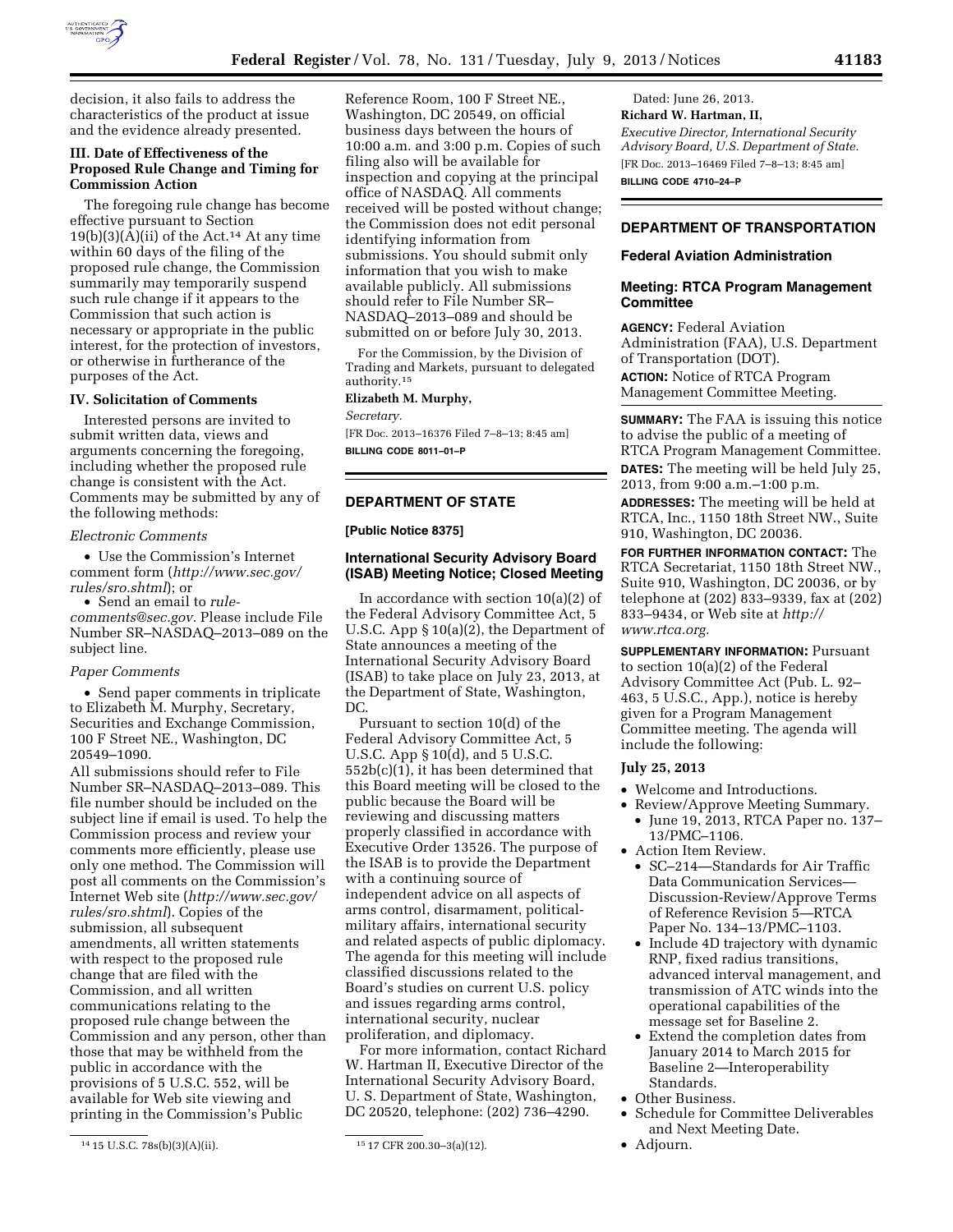decision, it also fails to address the characteristics of the product at issue and the evidence already presented.

### III. Date of Effectiveness of the Proposed Rule Change and Timing for Commission Action

The foregoing rule change has become effective pursuant to Section 19(b)(3)(A)(ii) of the Act.[14] At any time within 60 days of the filing of the proposed rule change, the Commission summarily may temporarily suspend such rule change if it appears to the Commission that such action is necessary or appropriate in the public interest, for the protection of investors, or otherwise in furtherance of the purposes of the Act.

### IV. Solicitation of Comments

Interested persons are invited to submit written data, views and arguments concerning the foregoing, including whether the proposed rule change is consistent with the Act. Comments may be submitted by any of the following methods:

*Electronic Comments*

- Use the Commission's Internet comment form (*http://www.sec.gov/rules/sro.shtml*); or
- Send an email to *rule-comments@sec.gov.* Please include File Number SR–NASDAQ–2013–089 on the subject line.

*Paper Comments*

- Send paper comments in triplicate to Elizabeth M. Murphy, Secretary, Securities and Exchange Commission, 100 F Street NE., Washington, DC 20549–1090.

All submissions should refer to File Number SR–NASDAQ–2013–089. This file number should be included on the subject line if email is used. To help the Commission process and review your comments more efficiently, please use only one method. The Commission will post all comments on the Commission's Internet Web site (*http://www.sec.gov/rules/sro.shtml*). Copies of the submission, all subsequent amendments, all written statements with respect to the proposed rule change that are filed with the Commission, and all written communications relating to the proposed rule change between the Commission and any person, other than those that may be withheld from the public in accordance with the provisions of 5 U.S.C. 552, will be available for Web site viewing and printing in the Commission's Public Reference Room, 100 F Street NE., Washington, DC 20549, on official business days between the hours of 10:00 a.m. and 3:00 p.m. Copies of such filing also will be available for inspection and copying at the principal office of NASDAQ. All comments received will be posted without change; the Commission does not edit personal identifying information from submissions. You should submit only information that you wish to make available publicly. All submissions should refer to File Number SR–NASDAQ–2013–089 and should be submitted on or before July 30, 2013.

For the Commission, by the Division of Trading and Markets, pursuant to delegated authority.[15]

**Elizabeth M. Murphy,**

*Secretary.*

[FR Doc. 2013–16376 Filed 7–8–13; 8:45 am]

**BILLING CODE 8011–01–P**

[14] 15 U.S.C. 78s(b)(3)(A)(ii).

[15] 17 CFR 200.30–3(a)(12).

---

## DEPARTMENT OF STATE

**[Public Notice 8375]**

### International Security Advisory Board (ISAB) Meeting Notice; Closed Meeting

In accordance with section 10(a)(2) of the Federal Advisory Committee Act, 5 U.S.C. App § 10(a)(2), the Department of State announces a meeting of the International Security Advisory Board (ISAB) to take place on July 23, 2013, at the Department of State, Washington, DC.

Pursuant to section 10(d) of the Federal Advisory Committee Act, 5 U.S.C. App § 10(d), and 5 U.S.C. 552b(c)(1), it has been determined that this Board meeting will be closed to the public because the Board will be reviewing and discussing matters properly classified in accordance with Executive Order 13526. The purpose of the ISAB is to provide the Department with a continuing source of independent advice on all aspects of arms control, disarmament, political-military affairs, international security and related aspects of public diplomacy. The agenda for this meeting will include classified discussions related to the Board's studies on current U.S. policy and issues regarding arms control, international security, nuclear proliferation, and diplomacy.

For more information, contact Richard W. Hartman II, Executive Director of the International Security Advisory Board, U. S. Department of State, Washington, DC 20520, telephone: (202) 736–4290.

Dated: June 26, 2013.

**Richard W. Hartman, II,**

*Executive Director, International Security Advisory Board, U.S. Department of State.*

[FR Doc. 2013–16469 Filed 7–8–13; 8:45 am]

**BILLING CODE 4710–24–P**

---

## DEPARTMENT OF TRANSPORTATION

### Federal Aviation Administration

### Meeting: RTCA Program Management Committee

**AGENCY:** Federal Aviation Administration (FAA), U.S. Department of Transportation (DOT).

**ACTION:** Notice of RTCA Program Management Committee Meeting.

**SUMMARY:** The FAA is issuing this notice to advise the public of a meeting of RTCA Program Management Committee.

**DATES:** The meeting will be held July 25, 2013, from 9:00 a.m.–1:00 p.m.

**ADDRESSES:** The meeting will be held at RTCA, Inc., 1150 18th Street NW., Suite 910, Washington, DC 20036.

**FOR FURTHER INFORMATION CONTACT:** The RTCA Secretariat, 1150 18th Street NW., Suite 910, Washington, DC 20036, or by telephone at (202) 833–9339, fax at (202) 833–9434, or Web site at *http://www.rtca.org.*

**SUPPLEMENTARY INFORMATION:** Pursuant to section 10(a)(2) of the Federal Advisory Committee Act (Pub. L. 92–463, 5 U.S.C., App.), notice is hereby given for a Program Management Committee meeting. The agenda will include the following:

**July 25, 2013**

- Welcome and Introductions.
- Review/Approve Meeting Summary.
  - June 19, 2013, RTCA Paper no. 137–13/PMC–1106.
- Action Item Review.
  - SC–214—Standards for Air Traffic Data Communication Services—Discussion-Review/Approve Terms of Reference Revision 5—RTCA Paper No. 134–13/PMC–1103.
  - Include 4D trajectory with dynamic RNP, fixed radius transitions, advanced interval management, and transmission of ATC winds into the operational capabilities of the message set for Baseline 2.
  - Extend the completion dates from January 2014 to March 2015 for Baseline 2—Interoperability Standards.
- Other Business.
- Schedule for Committee Deliverables and Next Meeting Date.
- Adjourn.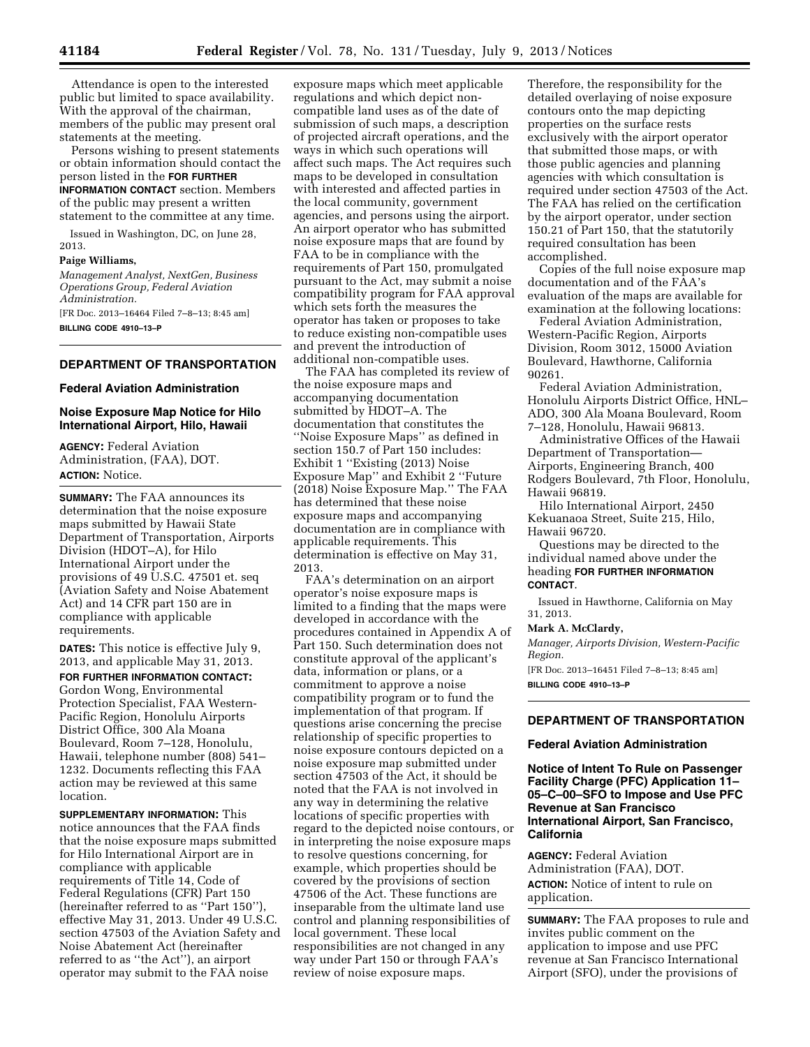Attendance is open to the interested public but limited to space availability. With the approval of the chairman, members of the public may present oral statements at the meeting.

Persons wishing to present statements or obtain information should contact the person listed in the **FOR FURTHER INFORMATION CONTACT** section. Members of the public may present a written statement to the committee at any time.

Issued in Washington, DC, on June 28, 2013.

**Paige Williams,**

*Management Analyst, NextGen, Business Operations Group, Federal Aviation Administration.*

[FR Doc. 2013–16464 Filed 7–8–13; 8:45 am]

**BILLING CODE 4910–13–P**

## DEPARTMENT OF TRANSPORTATION

### Federal Aviation Administration

### Noise Exposure Map Notice for Hilo International Airport, Hilo, Hawaii

**AGENCY:** Federal Aviation Administration, (FAA), DOT.

**ACTION:** Notice.

**SUMMARY:** The FAA announces its determination that the noise exposure maps submitted by Hawaii State Department of Transportation, Airports Division (HDOT–A), for Hilo International Airport under the provisions of 49 U.S.C. 47501 et. seq (Aviation Safety and Noise Abatement Act) and 14 CFR part 150 are in compliance with applicable requirements.

**DATES:** This notice is effective July 9, 2013, and applicable May 31, 2013.

**FOR FURTHER INFORMATION CONTACT:** Gordon Wong, Environmental Protection Specialist, FAA Western-Pacific Region, Honolulu Airports District Office, 300 Ala Moana Boulevard, Room 7–128, Honolulu, Hawaii, telephone number (808) 541–1232. Documents reflecting this FAA action may be reviewed at this same location.

**SUPPLEMENTARY INFORMATION:** This notice announces that the FAA finds that the noise exposure maps submitted for Hilo International Airport are in compliance with applicable requirements of Title 14, Code of Federal Regulations (CFR) Part 150 (hereinafter referred to as ''Part 150''), effective May 31, 2013. Under 49 U.S.C. section 47503 of the Aviation Safety and Noise Abatement Act (hereinafter referred to as ''the Act''), an airport operator may submit to the FAA noise exposure maps which meet applicable regulations and which depict non-compatible land uses as of the date of submission of such maps, a description of projected aircraft operations, and the ways in which such operations will affect such maps. The Act requires such maps to be developed in consultation with interested and affected parties in the local community, government agencies, and persons using the airport. An airport operator who has submitted noise exposure maps that are found by FAA to be in compliance with the requirements of Part 150, promulgated pursuant to the Act, may submit a noise compatibility program for FAA approval which sets forth the measures the operator has taken or proposes to take to reduce existing non-compatible uses and prevent the introduction of additional non-compatible uses.

The FAA has completed its review of the noise exposure maps and accompanying documentation submitted by HDOT–A. The documentation that constitutes the ''Noise Exposure Maps'' as defined in section 150.7 of Part 150 includes: Exhibit 1 ''Existing (2013) Noise Exposure Map'' and Exhibit 2 ''Future (2018) Noise Exposure Map.'' The FAA has determined that these noise exposure maps and accompanying documentation are in compliance with applicable requirements. This determination is effective on May 31, 2013.

FAA's determination on an airport operator's noise exposure maps is limited to a finding that the maps were developed in accordance with the procedures contained in Appendix A of Part 150. Such determination does not constitute approval of the applicant's data, information or plans, or a commitment to approve a noise compatibility program or to fund the implementation of that program. If questions arise concerning the precise relationship of specific properties to noise exposure contours depicted on a noise exposure map submitted under section 47503 of the Act, it should be noted that the FAA is not involved in any way in determining the relative locations of specific properties with regard to the depicted noise contours, or in interpreting the noise exposure maps to resolve questions concerning, for example, which properties should be covered by the provisions of section 47506 of the Act. These functions are inseparable from the ultimate land use control and planning responsibilities of local government. These local responsibilities are not changed in any way under Part 150 or through FAA's review of noise exposure maps. Therefore, the responsibility for the detailed overlaying of noise exposure contours onto the map depicting properties on the surface rests exclusively with the airport operator that submitted those maps, or with those public agencies and planning agencies with which consultation is required under section 47503 of the Act. The FAA has relied on the certification by the airport operator, under section 150.21 of Part 150, that the statutorily required consultation has been accomplished.

Copies of the full noise exposure map documentation and of the FAA's evaluation of the maps are available for examination at the following locations:

Federal Aviation Administration, Western-Pacific Region, Airports Division, Room 3012, 15000 Aviation Boulevard, Hawthorne, California 90261.

Federal Aviation Administration, Honolulu Airports District Office, HNL–ADO, 300 Ala Moana Boulevard, Room 7–128, Honolulu, Hawaii 96813.

Administrative Offices of the Hawaii Department of Transportation—Airports, Engineering Branch, 400 Rodgers Boulevard, 7th Floor, Honolulu, Hawaii 96819.

Hilo International Airport, 2450 Kekuanaoa Street, Suite 215, Hilo, Hawaii 96720.

Questions may be directed to the individual named above under the heading **FOR FURTHER INFORMATION CONTACT**.

Issued in Hawthorne, California on May 31, 2013.

**Mark A. McClardy,**

*Manager, Airports Division, Western-Pacific Region.*

[FR Doc. 2013–16451 Filed 7–8–13; 8:45 am]

**BILLING CODE 4910–13–P**

## DEPARTMENT OF TRANSPORTATION

### Federal Aviation Administration

### Notice of Intent To Rule on Passenger Facility Charge (PFC) Application 11–05–C–00–SFO to Impose and Use PFC Revenue at San Francisco International Airport, San Francisco, California

**AGENCY:** Federal Aviation Administration (FAA), DOT.

**ACTION:** Notice of intent to rule on application.

**SUMMARY:** The FAA proposes to rule and invites public comment on the application to impose and use PFC revenue at San Francisco International Airport (SFO), under the provisions of